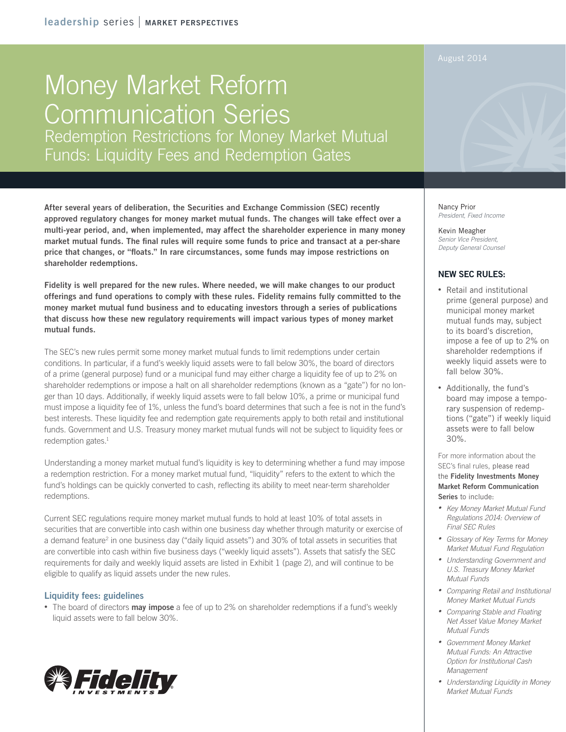leadership series | MARKET PERSPECTIVES

August 2014

# Money Market Reform Communication Series

## Redemption Restrictions for Money Market Mutual Funds: Liquidity Fees and Redemption Gates

Nancy Prior
*President, Fixed Income*

Kevin Meagher
*Senior Vice President, Deputy General Counsel*

**After several years of deliberation, the Securities and Exchange Commission (SEC) recently approved regulatory changes for money market mutual funds. The changes will take effect over a multi-year period, and, when implemented, may affect the shareholder experience in many money market mutual funds. The final rules will require some funds to price and transact at a per-share price that changes, or "floats." In rare circumstances, some funds may impose restrictions on shareholder redemptions.**

**Fidelity is well prepared for the new rules. Where needed, we will make changes to our product offerings and fund operations to comply with these rules. Fidelity remains fully committed to the money market mutual fund business and to educating investors through a series of publications that discuss how these new regulatory requirements will impact various types of money market mutual funds.**

The SEC's new rules permit some money market mutual funds to limit redemptions under certain conditions. In particular, if a fund's weekly liquid assets were to fall below 30%, the board of directors of a prime (general purpose) fund or a municipal fund may either charge a liquidity fee of up to 2% on shareholder redemptions or impose a halt on all shareholder redemptions (known as a "gate") for no longer than 10 days. Additionally, if weekly liquid assets were to fall below 10%, a prime or municipal fund must impose a liquidity fee of 1%, unless the fund's board determines that such a fee is not in the fund's best interests. These liquidity fee and redemption gate requirements apply to both retail and institutional funds. Government and U.S. Treasury money market mutual funds will not be subject to liquidity fees or redemption gates.[1]

Understanding a money market mutual fund's liquidity is key to determining whether a fund may impose a redemption restriction. For a money market mutual fund, "liquidity" refers to the extent to which the fund's holdings can be quickly converted to cash, reflecting its ability to meet near-term shareholder redemptions.

Current SEC regulations require money market mutual funds to hold at least 10% of total assets in securities that are convertible into cash within one business day whether through maturity or exercise of a demand feature[2] in one business day ("daily liquid assets") and 30% of total assets in securities that are convertible into cash within five business days ("weekly liquid assets"). Assets that satisfy the SEC requirements for daily and weekly liquid assets are listed in Exhibit 1 (page 2), and will continue to be eligible to qualify as liquid assets under the new rules.

### Liquidity fees: guidelines

- The board of directors **may impose** a fee of up to 2% on shareholder redemptions if a fund's weekly liquid assets were to fall below 30%.

### NEW SEC RULES:

- Retail and institutional prime (general purpose) and municipal money market mutual funds may, subject to its board's discretion, impose a fee of up to 2% on shareholder redemptions if weekly liquid assets were to fall below 30%.
- Additionally, the fund's board may impose a temporary suspension of redemptions ("gate") if weekly liquid assets were to fall below 30%.

For more information about the SEC's final rules, please read the **Fidelity Investments Money Market Reform Communication Series** to include:

- *Key Money Market Mutual Fund Regulations 2014: Overview of Final SEC Rules*
- *Glossary of Key Terms for Money Market Mutual Fund Regulation*
- *Understanding Government and U.S. Treasury Money Market Mutual Funds*
- *Comparing Retail and Institutional Money Market Mutual Funds*
- *Comparing Stable and Floating Net Asset Value Money Market Mutual Funds*
- *Government Money Market Mutual Funds: An Attractive Option for Institutional Cash Management*
- *Understanding Liquidity in Money Market Mutual Funds*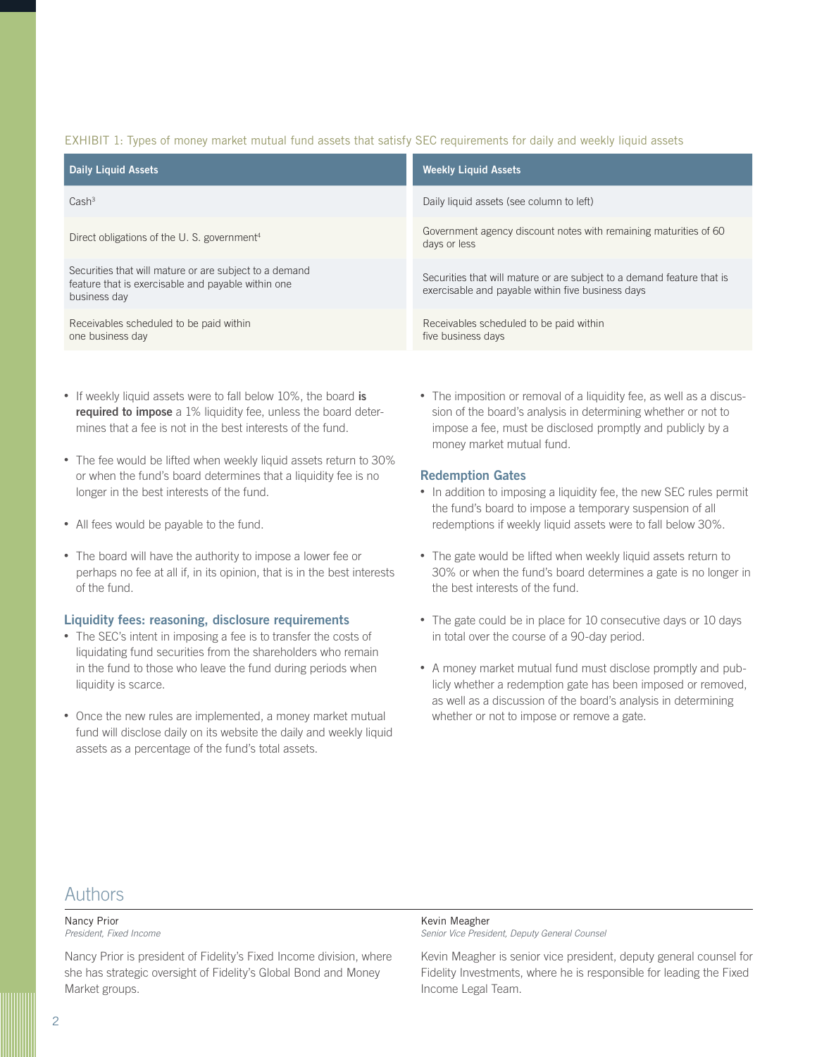EXHIBIT 1: Types of money market mutual fund assets that satisfy SEC requirements for daily and weekly liquid assets

| Daily Liquid Assets | Weekly Liquid Assets |
| --- | --- |
| Cash[3] | Daily liquid assets (see column to left) |
| Direct obligations of the U. S. government[4] | Government agency discount notes with remaining maturities of 60 days or less |
| Securities that will mature or are subject to a demand feature that is exercisable and payable within one business day | Securities that will mature or are subject to a demand feature that is exercisable and payable within five business days |
| Receivables scheduled to be paid within one business day | Receivables scheduled to be paid within five business days |

- If weekly liquid assets were to fall below 10%, the board **is required to impose** a 1% liquidity fee, unless the board determines that a fee is not in the best interests of the fund.
- The fee would be lifted when weekly liquid assets return to 30% or when the fund's board determines that a liquidity fee is no longer in the best interests of the fund.
- All fees would be payable to the fund.
- The board will have the authority to impose a lower fee or perhaps no fee at all if, in its opinion, that is in the best interests of the fund.

### Liquidity fees: reasoning, disclosure requirements

- The SEC's intent in imposing a fee is to transfer the costs of liquidating fund securities from the shareholders who remain in the fund to those who leave the fund during periods when liquidity is scarce.
- Once the new rules are implemented, a money market mutual fund will disclose daily on its website the daily and weekly liquid assets as a percentage of the fund's total assets.
- The imposition or removal of a liquidity fee, as well as a discussion of the board's analysis in determining whether or not to impose a fee, must be disclosed promptly and publicly by a money market mutual fund.

### Redemption Gates

- In addition to imposing a liquidity fee, the new SEC rules permit the fund's board to impose a temporary suspension of all redemptions if weekly liquid assets were to fall below 30%.
- The gate would be lifted when weekly liquid assets return to 30% or when the fund's board determines a gate is no longer in the best interests of the fund.
- The gate could be in place for 10 consecutive days or 10 days in total over the course of a 90-day period.
- A money market mutual fund must disclose promptly and publicly whether a redemption gate has been imposed or removed, as well as a discussion of the board's analysis in determining whether or not to impose or remove a gate.

## Authors

Nancy Prior
*President, Fixed Income*

Nancy Prior is president of Fidelity's Fixed Income division, where she has strategic oversight of Fidelity's Global Bond and Money Market groups.

Kevin Meagher
*Senior Vice President, Deputy General Counsel*

Kevin Meagher is senior vice president, deputy general counsel for Fidelity Investments, where he is responsible for leading the Fixed Income Legal Team.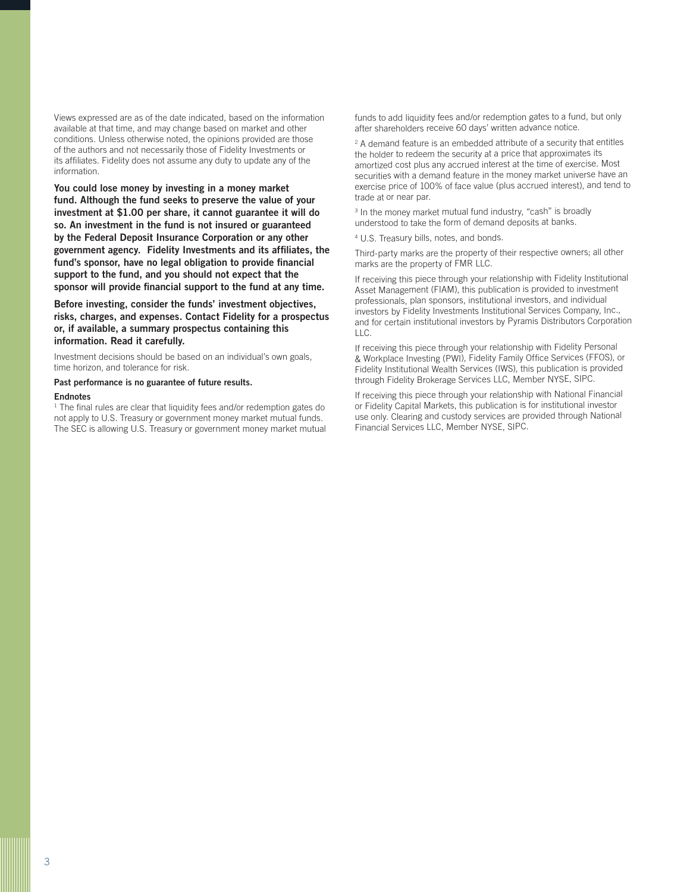Views expressed are as of the date indicated, based on the information available at that time, and may change based on market and other conditions. Unless otherwise noted, the opinions provided are those of the authors and not necessarily those of Fidelity Investments or its affiliates. Fidelity does not assume any duty to update any of the information.

**You could lose money by investing in a money market fund. Although the fund seeks to preserve the value of your investment at $1.00 per share, it cannot guarantee it will do so. An investment in the fund is not insured or guaranteed by the Federal Deposit Insurance Corporation or any other government agency. Fidelity Investments and its affiliates, the fund's sponsor, have no legal obligation to provide financial support to the fund, and you should not expect that the sponsor will provide financial support to the fund at any time.**

**Before investing, consider the funds' investment objectives, risks, charges, and expenses. Contact Fidelity for a prospectus or, if available, a summary prospectus containing this information. Read it carefully.**

Investment decisions should be based on an individual's own goals, time horizon, and tolerance for risk.

**Past performance is no guarantee of future results.**

**Endnotes**

[1] The final rules are clear that liquidity fees and/or redemption gates do not apply to U.S. Treasury or government money market mutual funds. The SEC is allowing U.S. Treasury or government money market mutual funds to add liquidity fees and/or redemption gates to a fund, but only after shareholders receive 60 days' written advance notice.

[2] A demand feature is an embedded attribute of a security that entitles the holder to redeem the security at a price that approximates its amortized cost plus any accrued interest at the time of exercise. Most securities with a demand feature in the money market universe have an exercise price of 100% of face value (plus accrued interest), and tend to trade at or near par.

[3] In the money market mutual fund industry, "cash" is broadly understood to take the form of demand deposits at banks.

[4] U.S. Treasury bills, notes, and bonds.

Third-party marks are the property of their respective owners; all other marks are the property of FMR LLC.

If receiving this piece through your relationship with Fidelity Institutional Asset Management (FIAM), this publication is provided to investment professionals, plan sponsors, institutional investors, and individual investors by Fidelity Investments Institutional Services Company, Inc., and for certain institutional investors by Pyramis Distributors Corporation LLC.

If receiving this piece through your relationship with Fidelity Personal & Workplace Investing (PWI), Fidelity Family Office Services (FFOS), or Fidelity Institutional Wealth Services (IWS), this publication is provided through Fidelity Brokerage Services LLC, Member NYSE, SIPC.

If receiving this piece through your relationship with National Financial or Fidelity Capital Markets, this publication is for institutional investor use only. Clearing and custody services are provided through National Financial Services LLC, Member NYSE, SIPC.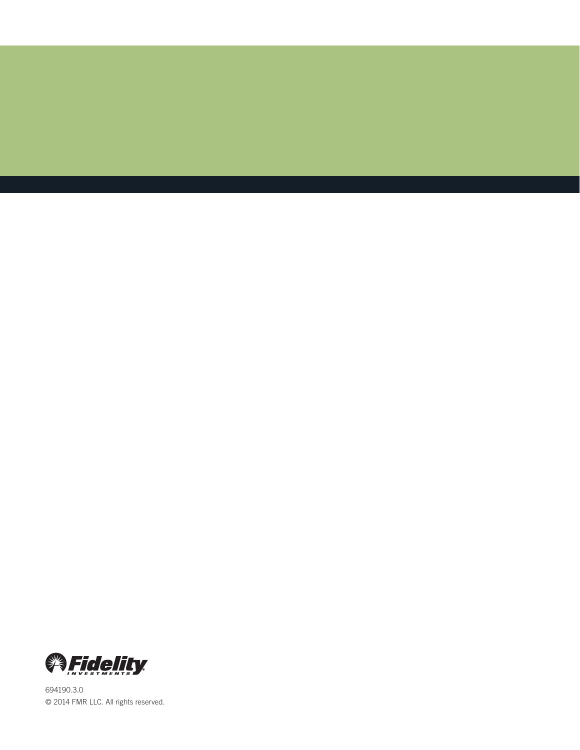Fidelity INVESTMENTS

694190.3.0
© 2014 FMR LLC. All rights reserved.